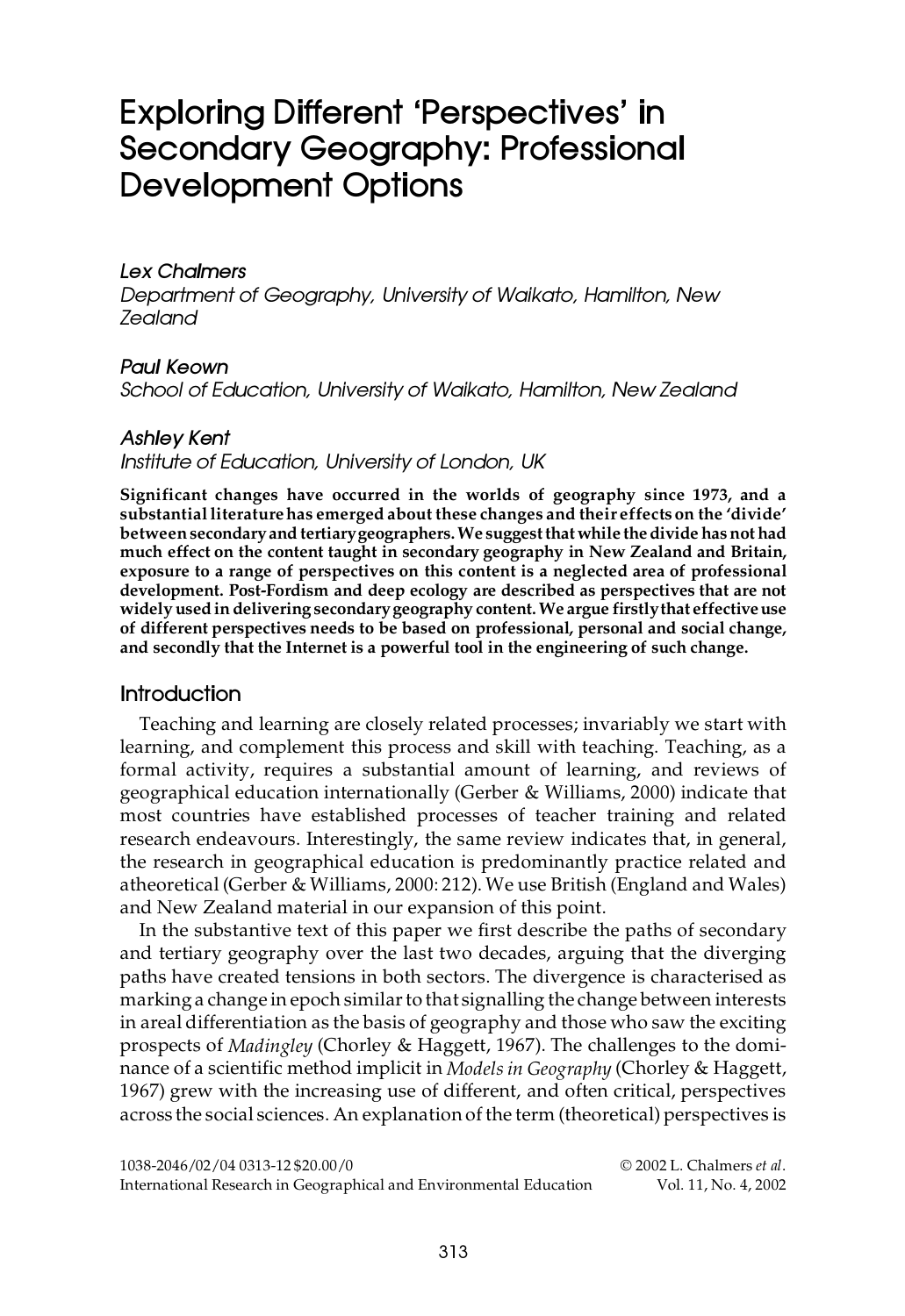# Exploring Different 'Perspectives' in Secondary Geography: Professional Development Options

*Lex Chalmers*
*Department of Geography, University of Waikato, Hamilton, New Zealand*

*Paul Keown*
*School of Education, University of Waikato, Hamilton, New Zealand*

*Ashley Kent*
*Institute of Education, University of London, UK*

**Significant changes have occurred in the worlds of geography since 1973, and a substantial literature has emerged about these changes and their effects on the 'divide' between secondary and tertiary geographers. We suggest that while the divide has not had much effect on the content taught in secondary geography in New Zealand and Britain, exposure to a range of perspectives on this content is a neglected area of professional development. Post-Fordism and deep ecology are described as perspectives that are not widely used in delivering secondary geography content. We argue firstly that effective use of different perspectives needs to be based on professional, personal and social change, and secondly that the Internet is a powerful tool in the engineering of such change.**

## Introduction

Teaching and learning are closely related processes; invariably we start with learning, and complement this process and skill with teaching. Teaching, as a formal activity, requires a substantial amount of learning, and reviews of geographical education internationally (Gerber & Williams, 2000) indicate that most countries have established processes of teacher training and related research endeavours. Interestingly, the same review indicates that, in general, the research in geographical education is predominantly practice related and atheoretical (Gerber & Williams, 2000: 212). We use British (England and Wales) and New Zealand material in our expansion of this point.

In the substantive text of this paper we first describe the paths of secondary and tertiary geography over the last two decades, arguing that the diverging paths have created tensions in both sectors. The divergence is characterised as marking a change in epoch similar to that signalling the change between interests in areal differentiation as the basis of geography and those who saw the exciting prospects of *Madingley* (Chorley & Haggett, 1967). The challenges to the dominance of a scientific method implicit in *Models in Geography* (Chorley & Haggett, 1967) grew with the increasing use of different, and often critical, perspectives across the social sciences. An explanation of the term (theoretical) perspectives is

1038-2046/02/04 0313-12 $20.00/0 © 2002 L. Chalmers *et al*.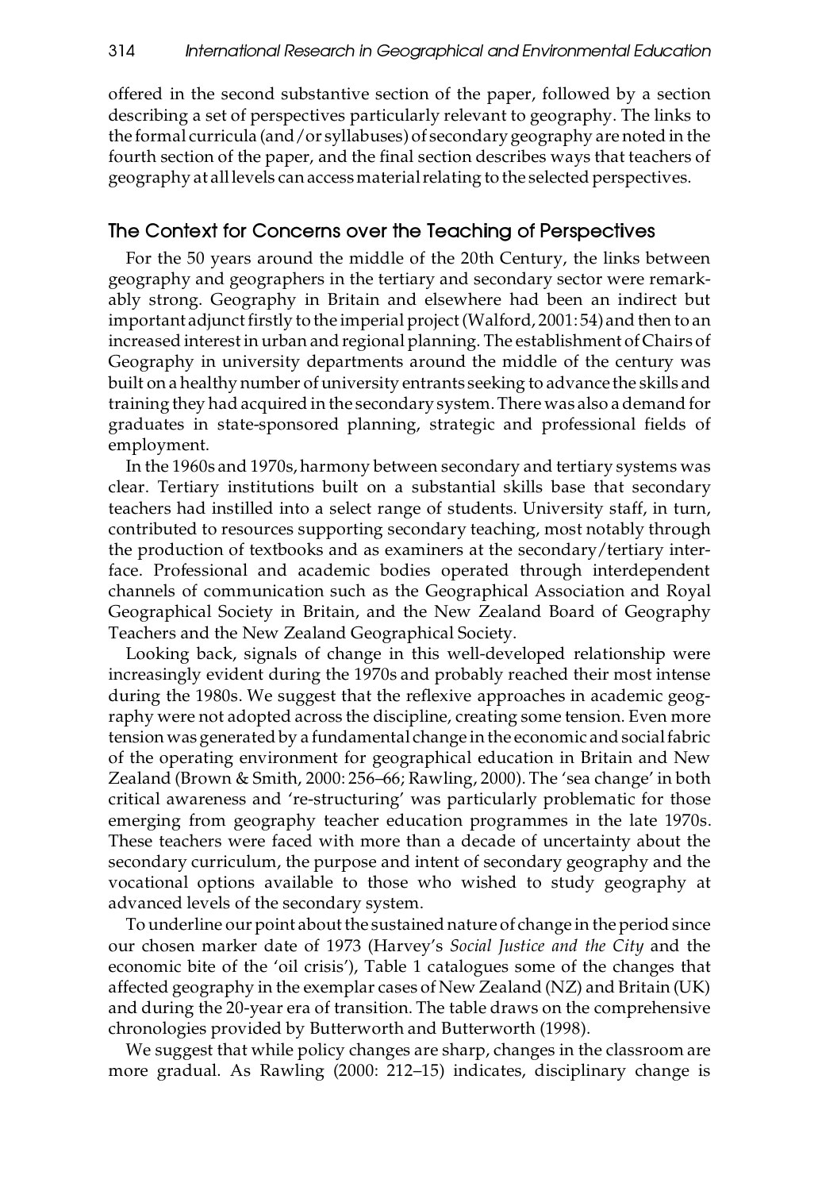offered in the second substantive section of the paper, followed by a section describing a set of perspectives particularly relevant to geography. The links to the formal curricula (and/or syllabuses) of secondary geography are noted in the fourth section of the paper, and the final section describes ways that teachers of geography at all levels can access material relating to the selected perspectives.

## The Context for Concerns over the Teaching of Perspectives

For the 50 years around the middle of the 20th Century, the links between geography and geographers in the tertiary and secondary sector were remarkably strong. Geography in Britain and elsewhere had been an indirect but important adjunct firstly to the imperial project (Walford, 2001: 54) and then to an increased interest in urban and regional planning. The establishment of Chairs of Geography in university departments around the middle of the century was built on a healthy number of university entrants seeking to advance the skills and training they had acquired in the secondary system. There was also a demand for graduates in state-sponsored planning, strategic and professional fields of employment.

In the 1960s and 1970s, harmony between secondary and tertiary systems was clear. Tertiary institutions built on a substantial skills base that secondary teachers had instilled into a select range of students. University staff, in turn, contributed to resources supporting secondary teaching, most notably through the production of textbooks and as examiners at the secondary/tertiary interface. Professional and academic bodies operated through interdependent channels of communication such as the Geographical Association and Royal Geographical Society in Britain, and the New Zealand Board of Geography Teachers and the New Zealand Geographical Society.

Looking back, signals of change in this well-developed relationship were increasingly evident during the 1970s and probably reached their most intense during the 1980s. We suggest that the reflexive approaches in academic geography were not adopted across the discipline, creating some tension. Even more tension was generated by a fundamental change in the economic and social fabric of the operating environment for geographical education in Britain and New Zealand (Brown & Smith, 2000: 256–66; Rawling, 2000). The 'sea change' in both critical awareness and 're-structuring' was particularly problematic for those emerging from geography teacher education programmes in the late 1970s. These teachers were faced with more than a decade of uncertainty about the secondary curriculum, the purpose and intent of secondary geography and the vocational options available to those who wished to study geography at advanced levels of the secondary system.

To underline our point about the sustained nature of change in the period since our chosen marker date of 1973 (Harvey's *Social Justice and the City* and the economic bite of the 'oil crisis'), Table 1 catalogues some of the changes that affected geography in the exemplar cases of New Zealand (NZ) and Britain (UK) and during the 20-year era of transition. The table draws on the comprehensive chronologies provided by Butterworth and Butterworth (1998).

We suggest that while policy changes are sharp, changes in the classroom are more gradual. As Rawling (2000: 212–15) indicates, disciplinary change is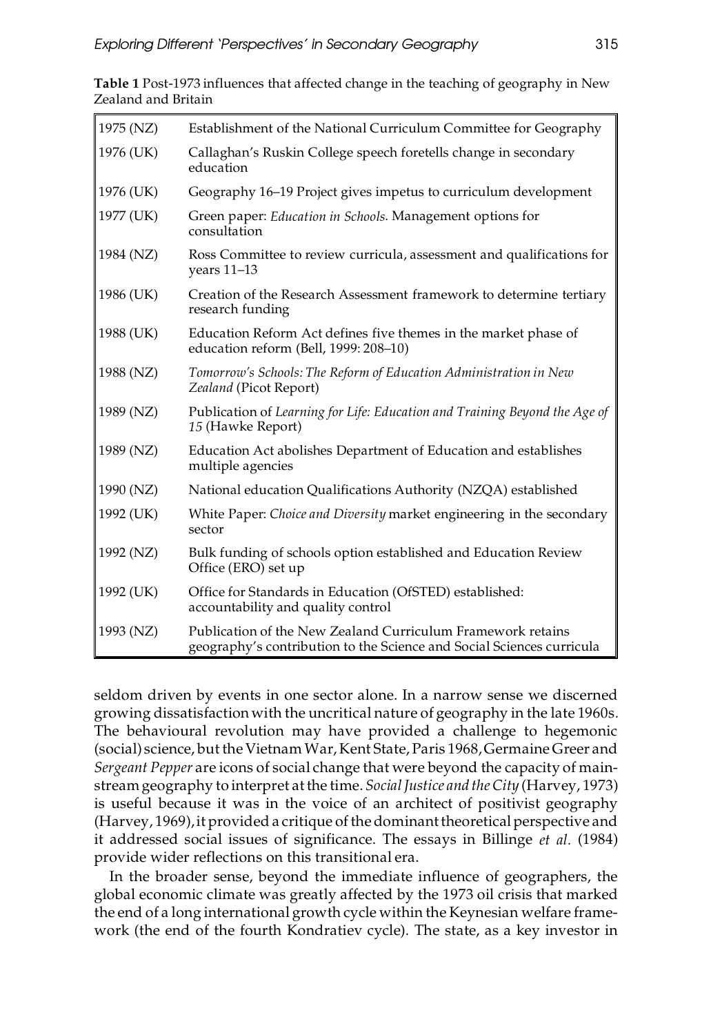**Table 1** Post-1973 influences that affected change in the teaching of geography in New Zealand and Britain

| | |
|---|---|
| 1975 (NZ) | Establishment of the National Curriculum Committee for Geography |
| 1976 (UK) | Callaghan's Ruskin College speech foretells change in secondary education |
| 1976 (UK) | Geography 16–19 Project gives impetus to curriculum development |
| 1977 (UK) | Green paper: *Education in Schools*. Management options for consultation |
| 1984 (NZ) | Ross Committee to review curricula, assessment and qualifications for years 11–13 |
| 1986 (UK) | Creation of the Research Assessment framework to determine tertiary research funding |
| 1988 (UK) | Education Reform Act defines five themes in the market phase of education reform (Bell, 1999: 208–10) |
| 1988 (NZ) | *Tomorrow's Schools: The Reform of Education Administration in New Zealand* (Picot Report) |
| 1989 (NZ) | Publication of *Learning for Life: Education and Training Beyond the Age of 15* (Hawke Report) |
| 1989 (NZ) | Education Act abolishes Department of Education and establishes multiple agencies |
| 1990 (NZ) | National education Qualifications Authority (NZQA) established |
| 1992 (UK) | White Paper: *Choice and Diversity* market engineering in the secondary sector |
| 1992 (NZ) | Bulk funding of schools option established and Education Review Office (ERO) set up |
| 1992 (UK) | Office for Standards in Education (OfSTED) established: accountability and quality control |
| 1993 (NZ) | Publication of the New Zealand Curriculum Framework retains geography's contribution to the Science and Social Sciences curricula |

seldom driven by events in one sector alone. In a narrow sense we discerned growing dissatisfaction with the uncritical nature of geography in the late 1960s. The behavioural revolution may have provided a challenge to hegemonic (social) science, but the Vietnam War, Kent State, Paris 1968, Germaine Greer and *Sergeant Pepper* are icons of social change that were beyond the capacity of mainstream geography to interpret at the time. *Social Justice and the City* (Harvey, 1973) is useful because it was in the voice of an architect of positivist geography (Harvey, 1969), it provided a critique of the dominant theoretical perspective and it addressed social issues of significance. The essays in Billinge *et al.* (1984) provide wider reflections on this transitional era.

In the broader sense, beyond the immediate influence of geographers, the global economic climate was greatly affected by the 1973 oil crisis that marked the end of a long international growth cycle within the Keynesian welfare framework (the end of the fourth Kondratiev cycle). The state, as a key investor in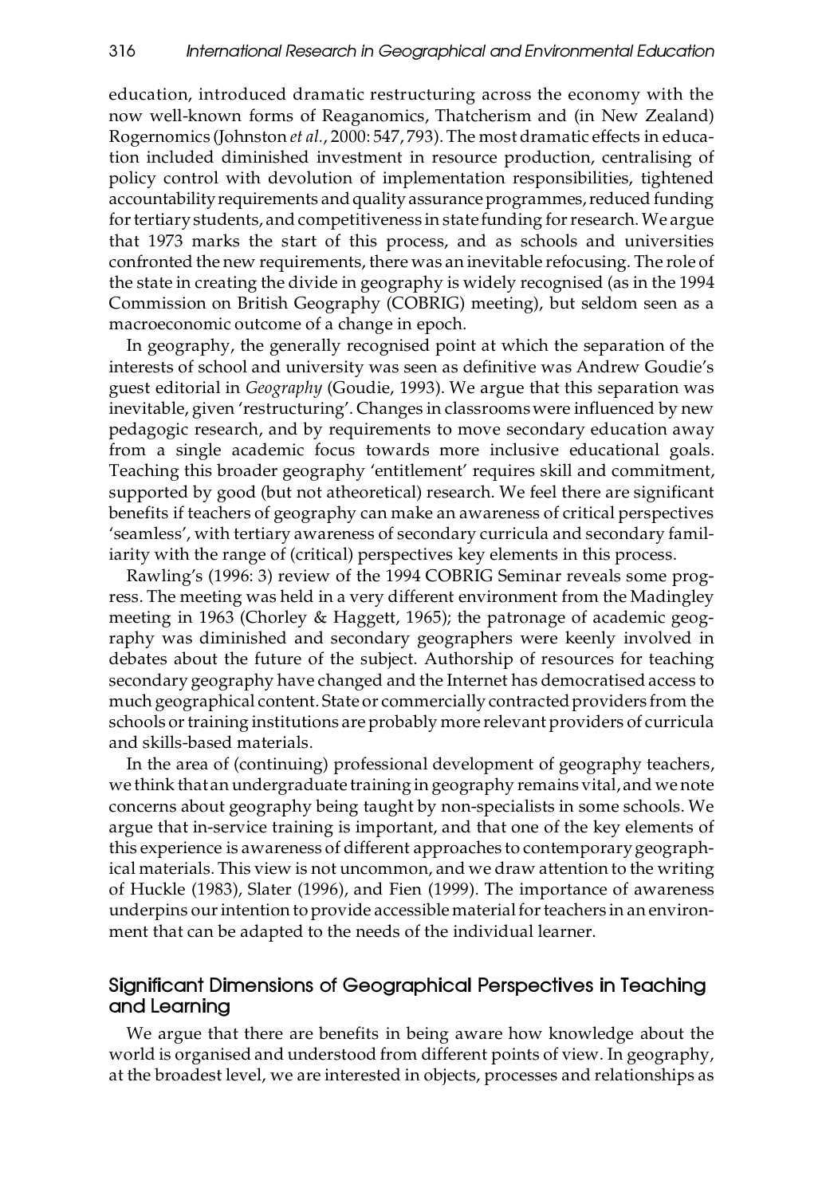education, introduced dramatic restructuring across the economy with the now well-known forms of Reaganomics, Thatcherism and (in New Zealand) Rogernomics (Johnston *et al.*, 2000: 547, 793). The most dramatic effects in education included diminished investment in resource production, centralising of policy control with devolution of implementation responsibilities, tightened accountability requirements and quality assurance programmes, reduced funding for tertiary students, and competitiveness in state funding for research. We argue that 1973 marks the start of this process, and as schools and universities confronted the new requirements, there was an inevitable refocusing. The role of the state in creating the divide in geography is widely recognised (as in the 1994 Commission on British Geography (COBRIG) meeting), but seldom seen as a macroeconomic outcome of a change in epoch.

In geography, the generally recognised point at which the separation of the interests of school and university was seen as definitive was Andrew Goudie's guest editorial in *Geography* (Goudie, 1993). We argue that this separation was inevitable, given 'restructuring'. Changes in classrooms were influenced by new pedagogic research, and by requirements to move secondary education away from a single academic focus towards more inclusive educational goals. Teaching this broader geography 'entitlement' requires skill and commitment, supported by good (but not atheoretical) research. We feel there are significant benefits if teachers of geography can make an awareness of critical perspectives 'seamless', with tertiary awareness of secondary curricula and secondary familiarity with the range of (critical) perspectives key elements in this process.

Rawling's (1996: 3) review of the 1994 COBRIG Seminar reveals some progress. The meeting was held in a very different environment from the Madingley meeting in 1963 (Chorley & Haggett, 1965); the patronage of academic geography was diminished and secondary geographers were keenly involved in debates about the future of the subject. Authorship of resources for teaching secondary geography have changed and the Internet has democratised access to much geographical content. State or commercially contracted providers from the schools or training institutions are probably more relevant providers of curricula and skills-based materials.

In the area of (continuing) professional development of geography teachers, we think that an undergraduate training in geography remains vital, and we note concerns about geography being taught by non-specialists in some schools. We argue that in-service training is important, and that one of the key elements of this experience is awareness of different approaches to contemporary geographical materials. This view is not uncommon, and we draw attention to the writing of Huckle (1983), Slater (1996), and Fien (1999). The importance of awareness underpins our intention to provide accessible material for teachers in an environment that can be adapted to the needs of the individual learner.

## Significant Dimensions of Geographical Perspectives in Teaching and Learning

We argue that there are benefits in being aware how knowledge about the world is organised and understood from different points of view. In geography, at the broadest level, we are interested in objects, processes and relationships as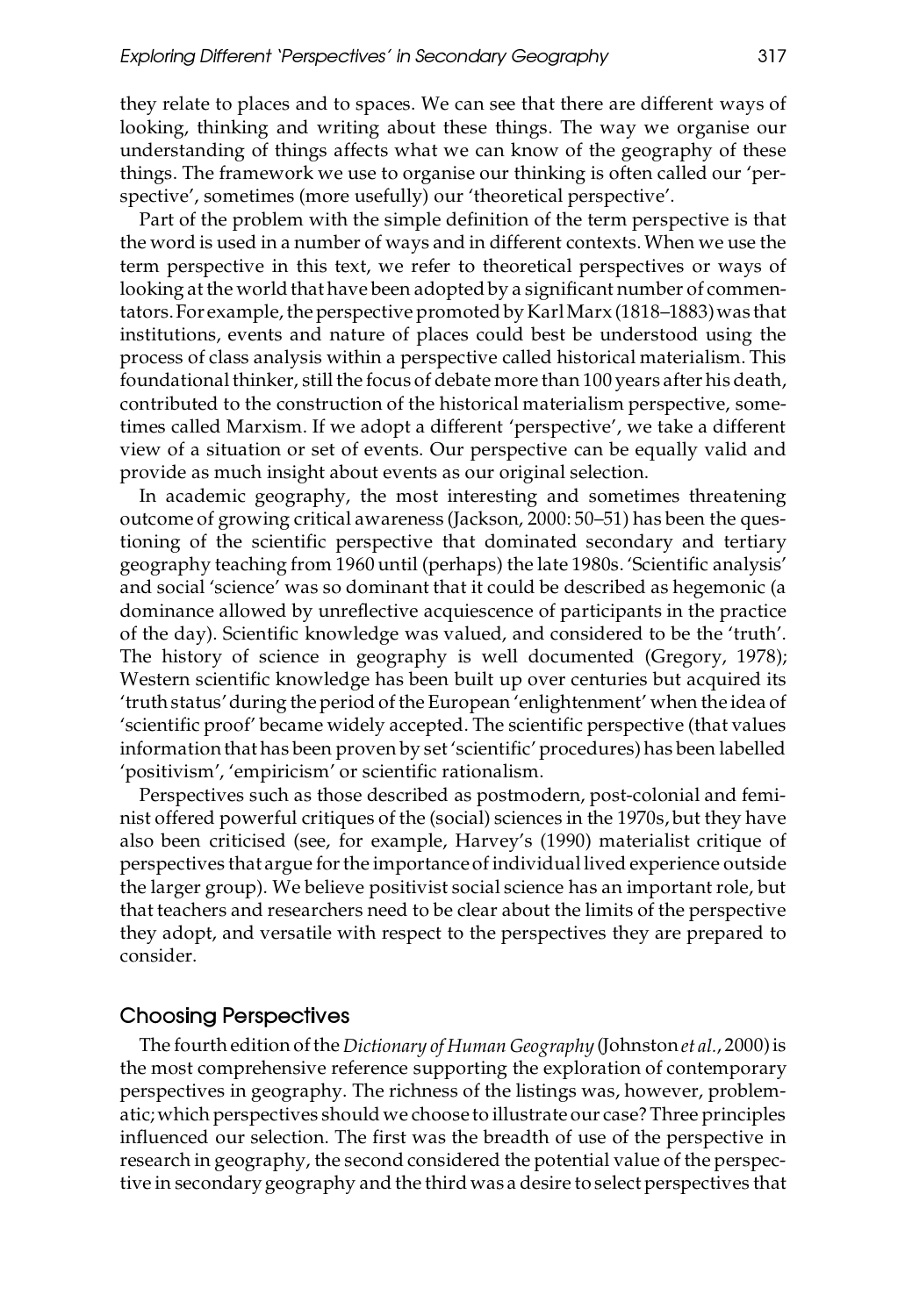they relate to places and to spaces. We can see that there are different ways of looking, thinking and writing about these things. The way we organise our understanding of things affects what we can know of the geography of these things. The framework we use to organise our thinking is often called our 'perspective', sometimes (more usefully) our 'theoretical perspective'.

Part of the problem with the simple definition of the term perspective is that the word is used in a number of ways and in different contexts. When we use the term perspective in this text, we refer to theoretical perspectives or ways of looking at the world that have been adopted by a significant number of commentators. For example, the perspective promoted by Karl Marx (1818–1883) was that institutions, events and nature of places could best be understood using the process of class analysis within a perspective called historical materialism. This foundational thinker, still the focus of debate more than 100 years after his death, contributed to the construction of the historical materialism perspective, sometimes called Marxism. If we adopt a different 'perspective', we take a different view of a situation or set of events. Our perspective can be equally valid and provide as much insight about events as our original selection.

In academic geography, the most interesting and sometimes threatening outcome of growing critical awareness (Jackson, 2000: 50–51) has been the questioning of the scientific perspective that dominated secondary and tertiary geography teaching from 1960 until (perhaps) the late 1980s. 'Scientific analysis' and social 'science' was so dominant that it could be described as hegemonic (a dominance allowed by unreflective acquiescence of participants in the practice of the day). Scientific knowledge was valued, and considered to be the 'truth'. The history of science in geography is well documented (Gregory, 1978); Western scientific knowledge has been built up over centuries but acquired its 'truth status' during the period of the European 'enlightenment' when the idea of 'scientific proof' became widely accepted. The scientific perspective (that values information that has been proven by set 'scientific' procedures) has been labelled 'positivism', 'empiricism' or scientific rationalism.

Perspectives such as those described as postmodern, post-colonial and feminist offered powerful critiques of the (social) sciences in the 1970s, but they have also been criticised (see, for example, Harvey's (1990) materialist critique of perspectives that argue for the importance of individual lived experience outside the larger group). We believe positivist social science has an important role, but that teachers and researchers need to be clear about the limits of the perspective they adopt, and versatile with respect to the perspectives they are prepared to consider.

## Choosing Perspectives

The fourth edition of the *Dictionary of Human Geography* (Johnston *et al.*, 2000) is the most comprehensive reference supporting the exploration of contemporary perspectives in geography. The richness of the listings was, however, problematic; which perspectives should we choose to illustrate our case? Three principles influenced our selection. The first was the breadth of use of the perspective in research in geography, the second considered the potential value of the perspective in secondary geography and the third was a desire to select perspectives that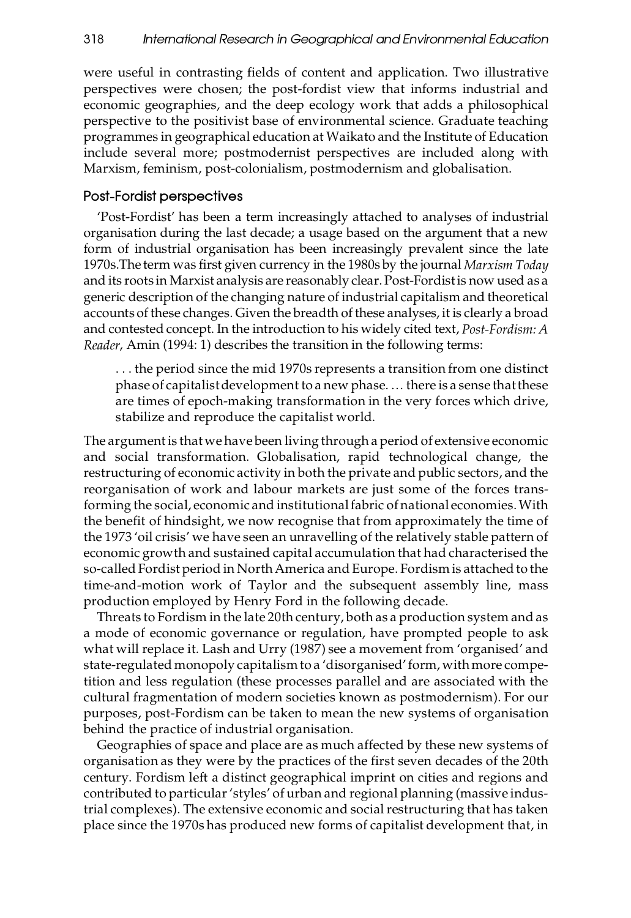were useful in contrasting fields of content and application. Two illustrative perspectives were chosen; the post-fordist view that informs industrial and economic geographies, and the deep ecology work that adds a philosophical perspective to the positivist base of environmental science. Graduate teaching programmes in geographical education at Waikato and the Institute of Education include several more; postmodernist perspectives are included along with Marxism, feminism, post-colonialism, postmodernism and globalisation.

### Post-Fordist perspectives

'Post-Fordist' has been a term increasingly attached to analyses of industrial organisation during the last decade; a usage based on the argument that a new form of industrial organisation has been increasingly prevalent since the late 1970s.The term was first given currency in the 1980s by the journal *Marxism Today* and its roots in Marxist analysis are reasonably clear. Post-Fordist is now used as a generic description of the changing nature of industrial capitalism and theoretical accounts of these changes. Given the breadth of these analyses, it is clearly a broad and contested concept. In the introduction to his widely cited text, *Post-Fordism: A Reader*, Amin (1994: 1) describes the transition in the following terms:

> . . . the period since the mid 1970s represents a transition from one distinct phase of capitalist development to a new phase. … there is a sense that these are times of epoch-making transformation in the very forces which drive, stabilize and reproduce the capitalist world.

The argument is that we have been living through a period of extensive economic and social transformation. Globalisation, rapid technological change, the restructuring of economic activity in both the private and public sectors, and the reorganisation of work and labour markets are just some of the forces transforming the social, economic and institutional fabric of national economies. With the benefit of hindsight, we now recognise that from approximately the time of the 1973 'oil crisis' we have seen an unravelling of the relatively stable pattern of economic growth and sustained capital accumulation that had characterised the so-called Fordist period in North America and Europe. Fordism is attached to the time-and-motion work of Taylor and the subsequent assembly line, mass production employed by Henry Ford in the following decade.

Threats to Fordism in the late 20th century, both as a production system and as a mode of economic governance or regulation, have prompted people to ask what will replace it. Lash and Urry (1987) see a movement from 'organised' and state-regulated monopoly capitalism to a 'disorganised' form, with more competition and less regulation (these processes parallel and are associated with the cultural fragmentation of modern societies known as postmodernism). For our purposes, post-Fordism can be taken to mean the new systems of organisation behind the practice of industrial organisation.

Geographies of space and place are as much affected by these new systems of organisation as they were by the practices of the first seven decades of the 20th century. Fordism left a distinct geographical imprint on cities and regions and contributed to particular 'styles' of urban and regional planning (massive industrial complexes). The extensive economic and social restructuring that has taken place since the 1970s has produced new forms of capitalist development that, in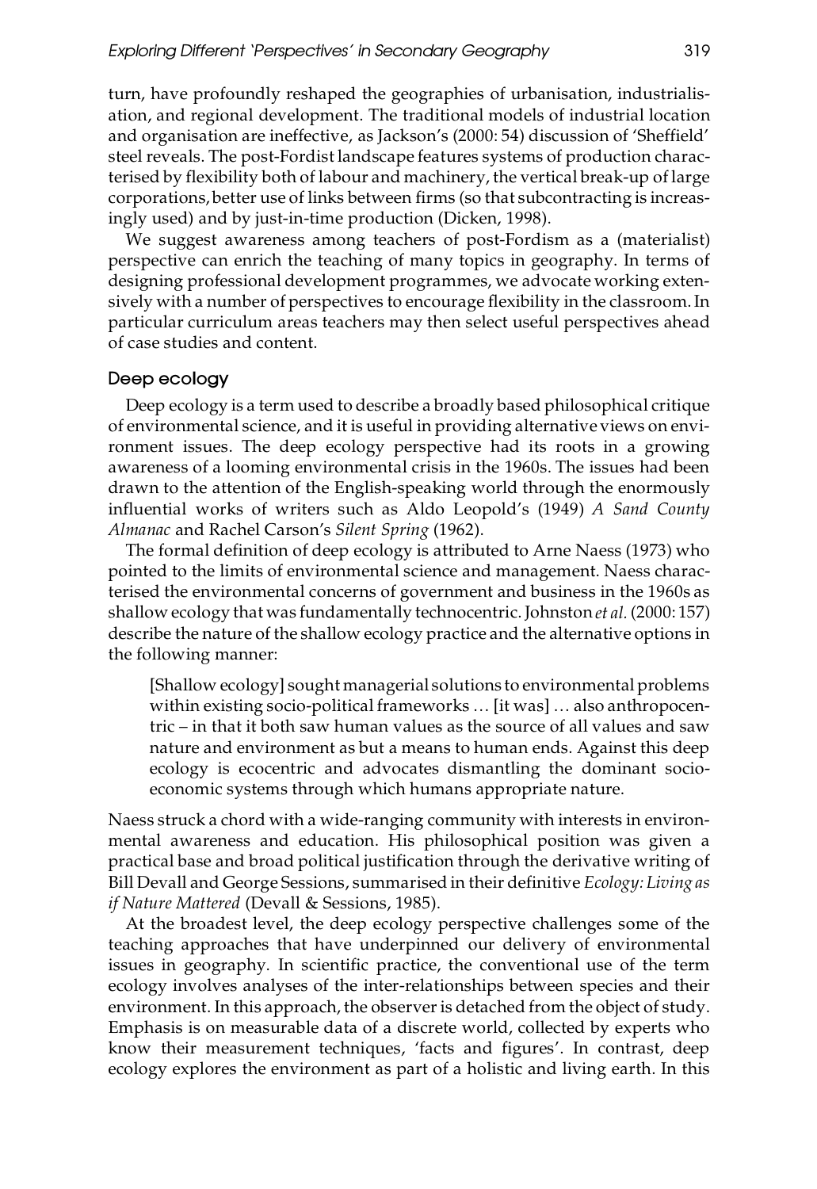turn, have profoundly reshaped the geographies of urbanisation, industrialisation, and regional development. The traditional models of industrial location and organisation are ineffective, as Jackson's (2000: 54) discussion of 'Sheffield' steel reveals. The post-Fordist landscape features systems of production characterised by flexibility both of labour and machinery, the vertical break-up of large corporations, better use of links between firms (so that subcontracting is increasingly used) and by just-in-time production (Dicken, 1998).

We suggest awareness among teachers of post-Fordism as a (materialist) perspective can enrich the teaching of many topics in geography. In terms of designing professional development programmes, we advocate working extensively with a number of perspectives to encourage flexibility in the classroom. In particular curriculum areas teachers may then select useful perspectives ahead of case studies and content.

### Deep ecology

Deep ecology is a term used to describe a broadly based philosophical critique of environmental science, and it is useful in providing alternative views on environment issues. The deep ecology perspective had its roots in a growing awareness of a looming environmental crisis in the 1960s. The issues had been drawn to the attention of the English-speaking world through the enormously influential works of writers such as Aldo Leopold's (1949) *A Sand County Almanac* and Rachel Carson's *Silent Spring* (1962).

The formal definition of deep ecology is attributed to Arne Naess (1973) who pointed to the limits of environmental science and management. Naess characterised the environmental concerns of government and business in the 1960s as shallow ecology that was fundamentally technocentric. Johnston *et al.* (2000: 157) describe the nature of the shallow ecology practice and the alternative options in the following manner:

> [Shallow ecology] sought managerial solutions to environmental problems within existing socio-political frameworks … [it was] … also anthropocentric – in that it both saw human values as the source of all values and saw nature and environment as but a means to human ends. Against this deep ecology is ecocentric and advocates dismantling the dominant socio-economic systems through which humans appropriate nature.

Naess struck a chord with a wide-ranging community with interests in environmental awareness and education. His philosophical position was given a practical base and broad political justification through the derivative writing of Bill Devall and George Sessions, summarised in their definitive *Ecology: Living as if Nature Mattered* (Devall & Sessions, 1985).

At the broadest level, the deep ecology perspective challenges some of the teaching approaches that have underpinned our delivery of environmental issues in geography. In scientific practice, the conventional use of the term ecology involves analyses of the inter-relationships between species and their environment. In this approach, the observer is detached from the object of study. Emphasis is on measurable data of a discrete world, collected by experts who know their measurement techniques, 'facts and figures'. In contrast, deep ecology explores the environment as part of a holistic and living earth. In this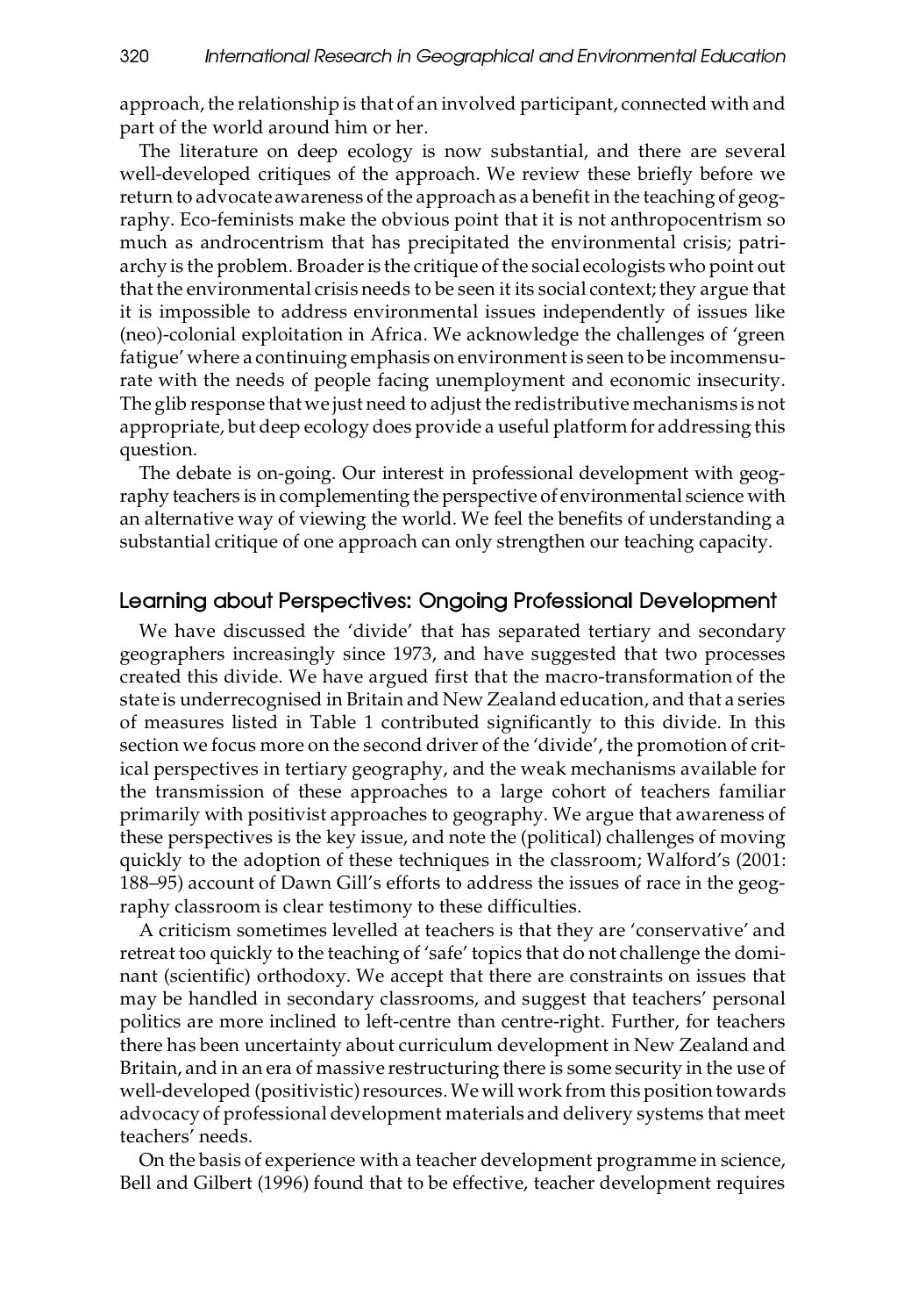approach, the relationship is that of an involved participant, connected with and part of the world around him or her.

The literature on deep ecology is now substantial, and there are several well-developed critiques of the approach. We review these briefly before we return to advocate awareness of the approach as a benefit in the teaching of geography. Eco-feminists make the obvious point that it is not anthropocentrism so much as androcentrism that has precipitated the environmental crisis; patriarchy is the problem. Broader is the critique of the social ecologists who point out that the environmental crisis needs to be seen it its social context; they argue that it is impossible to address environmental issues independently of issues like (neo)-colonial exploitation in Africa. We acknowledge the challenges of 'green fatigue' where a continuing emphasis on environment is seen to be incommensurate with the needs of people facing unemployment and economic insecurity. The glib response that we just need to adjust the redistributive mechanisms is not appropriate, but deep ecology does provide a useful platform for addressing this question.

The debate is on-going. Our interest in professional development with geography teachers is in complementing the perspective of environmental science with an alternative way of viewing the world. We feel the benefits of understanding a substantial critique of one approach can only strengthen our teaching capacity.

## Learning about Perspectives: Ongoing Professional Development

We have discussed the 'divide' that has separated tertiary and secondary geographers increasingly since 1973, and have suggested that two processes created this divide. We have argued first that the macro-transformation of the state is underrecognised in Britain and New Zealand education, and that a series of measures listed in Table 1 contributed significantly to this divide. In this section we focus more on the second driver of the 'divide', the promotion of critical perspectives in tertiary geography, and the weak mechanisms available for the transmission of these approaches to a large cohort of teachers familiar primarily with positivist approaches to geography. We argue that awareness of these perspectives is the key issue, and note the (political) challenges of moving quickly to the adoption of these techniques in the classroom; Walford's (2001: 188–95) account of Dawn Gill's efforts to address the issues of race in the geography classroom is clear testimony to these difficulties.

A criticism sometimes levelled at teachers is that they are 'conservative' and retreat too quickly to the teaching of 'safe' topics that do not challenge the dominant (scientific) orthodoxy. We accept that there are constraints on issues that may be handled in secondary classrooms, and suggest that teachers' personal politics are more inclined to left-centre than centre-right. Further, for teachers there has been uncertainty about curriculum development in New Zealand and Britain, and in an era of massive restructuring there is some security in the use of well-developed (positivistic) resources. We will work from this position towards advocacy of professional development materials and delivery systems that meet teachers' needs.

On the basis of experience with a teacher development programme in science, Bell and Gilbert (1996) found that to be effective, teacher development requires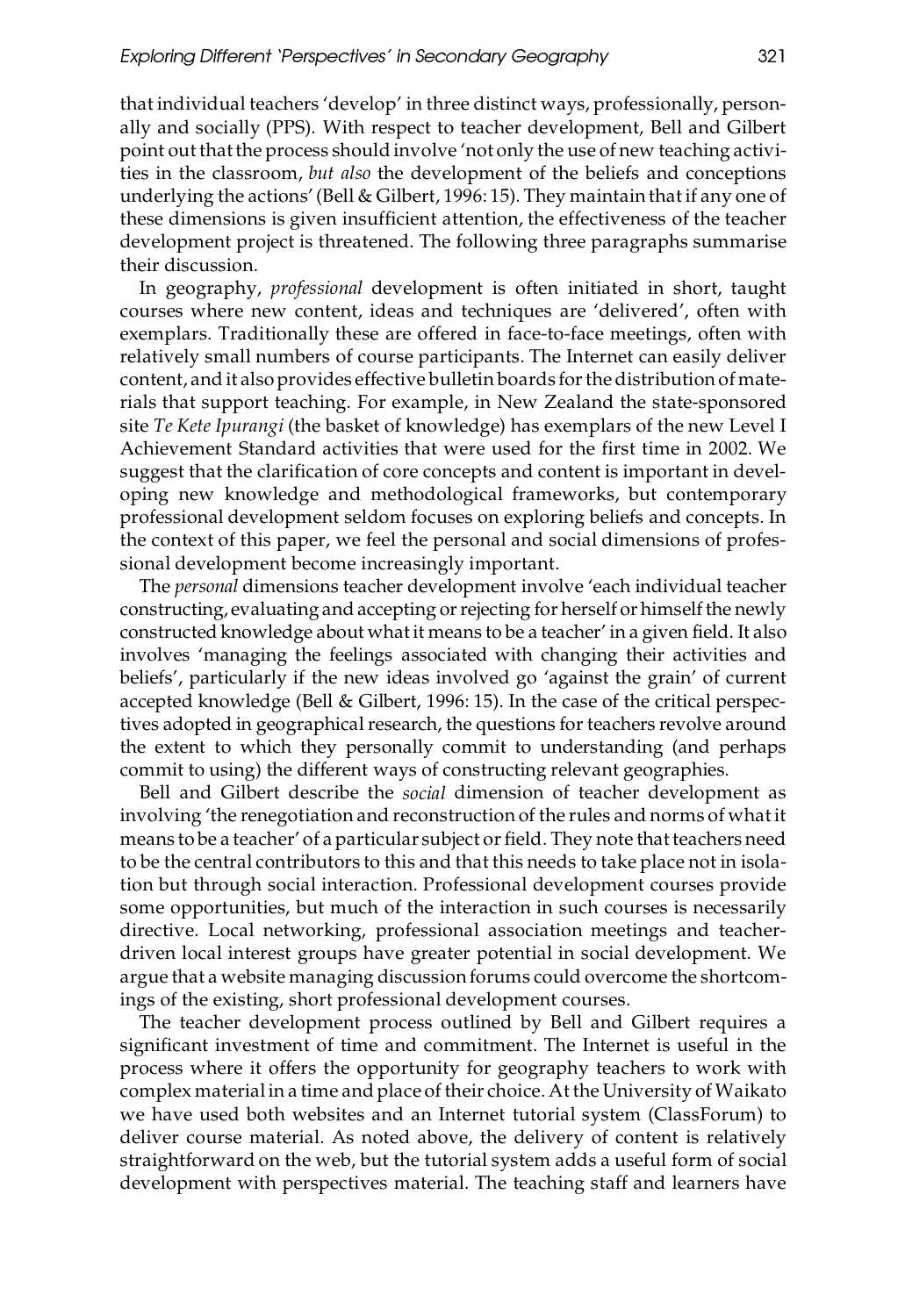that individual teachers 'develop' in three distinct ways, professionally, personally and socially (PPS). With respect to teacher development, Bell and Gilbert point out that the process should involve 'not only the use of new teaching activities in the classroom, *but also* the development of the beliefs and conceptions underlying the actions' (Bell & Gilbert, 1996: 15). They maintain that if any one of these dimensions is given insufficient attention, the effectiveness of the teacher development project is threatened. The following three paragraphs summarise their discussion.

In geography, *professional* development is often initiated in short, taught courses where new content, ideas and techniques are 'delivered', often with exemplars. Traditionally these are offered in face-to-face meetings, often with relatively small numbers of course participants. The Internet can easily deliver content, and it also provides effective bulletin boards for the distribution of materials that support teaching. For example, in New Zealand the state-sponsored site *Te Kete Ipurangi* (the basket of knowledge) has exemplars of the new Level I Achievement Standard activities that were used for the first time in 2002. We suggest that the clarification of core concepts and content is important in developing new knowledge and methodological frameworks, but contemporary professional development seldom focuses on exploring beliefs and concepts. In the context of this paper, we feel the personal and social dimensions of professional development become increasingly important.

The *personal* dimensions teacher development involve 'each individual teacher constructing, evaluating and accepting or rejecting for herself or himself the newly constructed knowledge about what it means to be a teacher' in a given field. It also involves 'managing the feelings associated with changing their activities and beliefs', particularly if the new ideas involved go 'against the grain' of current accepted knowledge (Bell & Gilbert, 1996: 15). In the case of the critical perspectives adopted in geographical research, the questions for teachers revolve around the extent to which they personally commit to understanding (and perhaps commit to using) the different ways of constructing relevant geographies.

Bell and Gilbert describe the *social* dimension of teacher development as involving 'the renegotiation and reconstruction of the rules and norms of what it means to be a teacher' of a particular subject or field. They note that teachers need to be the central contributors to this and that this needs to take place not in isolation but through social interaction. Professional development courses provide some opportunities, but much of the interaction in such courses is necessarily directive. Local networking, professional association meetings and teacher-driven local interest groups have greater potential in social development. We argue that a website managing discussion forums could overcome the shortcomings of the existing, short professional development courses.

The teacher development process outlined by Bell and Gilbert requires a significant investment of time and commitment. The Internet is useful in the process where it offers the opportunity for geography teachers to work with complex material in a time and place of their choice. At the University of Waikato we have used both websites and an Internet tutorial system (ClassForum) to deliver course material. As noted above, the delivery of content is relatively straightforward on the web, but the tutorial system adds a useful form of social development with perspectives material. The teaching staff and learners have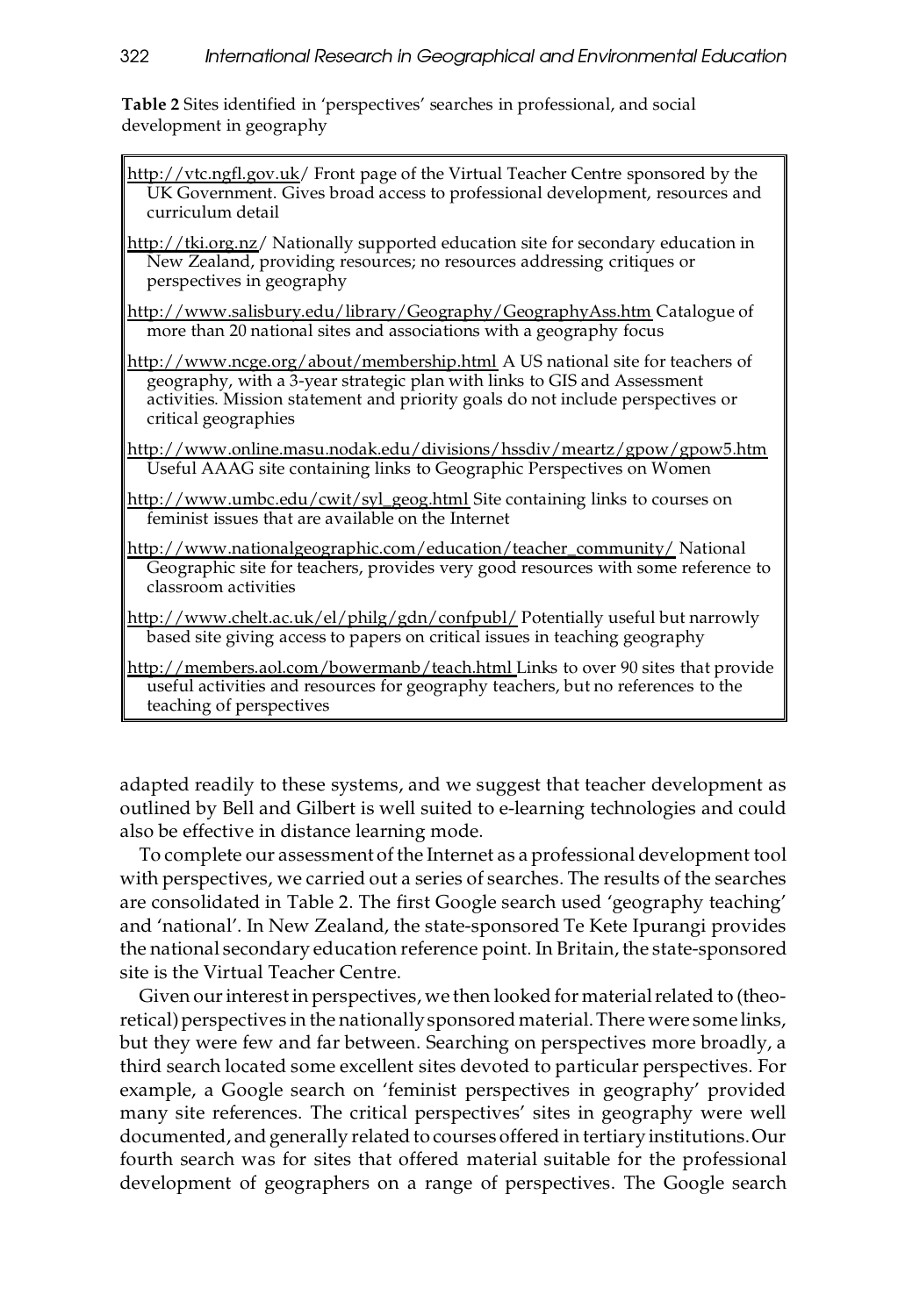**Table 2** Sites identified in 'perspectives' searches in professional, and social development in geography

http://vtc.ngfl.gov.uk/ Front page of the Virtual Teacher Centre sponsored by the UK Government. Gives broad access to professional development, resources and curriculum detail

http://tki.org.nz/ Nationally supported education site for secondary education in New Zealand, providing resources; no resources addressing critiques or perspectives in geography

http://www.salisbury.edu/library/Geography/GeographyAss.htm Catalogue of more than 20 national sites and associations with a geography focus

http://www.ncge.org/about/membership.html A US national site for teachers of geography, with a 3-year strategic plan with links to GIS and Assessment activities. Mission statement and priority goals do not include perspectives or critical geographies

http://www.online.masu.nodak.edu/divisions/hssdiv/meartz/gpow/gpow5.htm Useful AAAG site containing links to Geographic Perspectives on Women

http://www.umbc.edu/cwit/syl_geog.html Site containing links to courses on feminist issues that are available on the Internet

http://www.nationalgeographic.com/education/teacher_community/ National Geographic site for teachers, provides very good resources with some reference to classroom activities

http://www.chelt.ac.uk/el/philg/gdn/confpubl/ Potentially useful but narrowly based site giving access to papers on critical issues in teaching geography

http://members.aol.com/bowermanb/teach.html Links to over 90 sites that provide useful activities and resources for geography teachers, but no references to the teaching of perspectives

adapted readily to these systems, and we suggest that teacher development as outlined by Bell and Gilbert is well suited to e-learning technologies and could also be effective in distance learning mode.

To complete our assessment of the Internet as a professional development tool with perspectives, we carried out a series of searches. The results of the searches are consolidated in Table 2. The first Google search used 'geography teaching' and 'national'. In New Zealand, the state-sponsored Te Kete Ipurangi provides the national secondary education reference point. In Britain, the state-sponsored site is the Virtual Teacher Centre.

Given our interest in perspectives, we then looked for material related to (theoretical) perspectives in the nationally sponsored material. There were some links, but they were few and far between. Searching on perspectives more broadly, a third search located some excellent sites devoted to particular perspectives. For example, a Google search on 'feminist perspectives in geography' provided many site references. The critical perspectives' sites in geography were well documented, and generally related to courses offered in tertiary institutions. Our fourth search was for sites that offered material suitable for the professional development of geographers on a range of perspectives. The Google search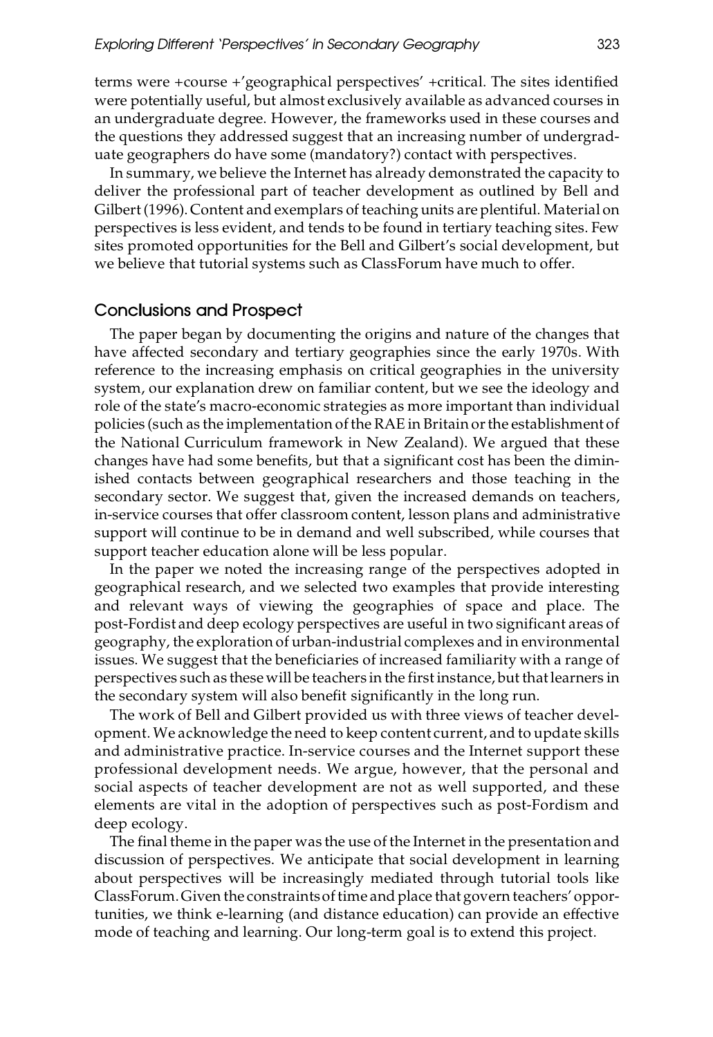terms were +course +'geographical perspectives' +critical. The sites identified were potentially useful, but almost exclusively available as advanced courses in an undergraduate degree. However, the frameworks used in these courses and the questions they addressed suggest that an increasing number of undergraduate geographers do have some (mandatory?) contact with perspectives.

In summary, we believe the Internet has already demonstrated the capacity to deliver the professional part of teacher development as outlined by Bell and Gilbert (1996). Content and exemplars of teaching units are plentiful. Material on perspectives is less evident, and tends to be found in tertiary teaching sites. Few sites promoted opportunities for the Bell and Gilbert's social development, but we believe that tutorial systems such as ClassForum have much to offer.

## Conclusions and Prospect

The paper began by documenting the origins and nature of the changes that have affected secondary and tertiary geographies since the early 1970s. With reference to the increasing emphasis on critical geographies in the university system, our explanation drew on familiar content, but we see the ideology and role of the state's macro-economic strategies as more important than individual policies (such as the implementation of the RAE in Britain or the establishment of the National Curriculum framework in New Zealand). We argued that these changes have had some benefits, but that a significant cost has been the diminished contacts between geographical researchers and those teaching in the secondary sector. We suggest that, given the increased demands on teachers, in-service courses that offer classroom content, lesson plans and administrative support will continue to be in demand and well subscribed, while courses that support teacher education alone will be less popular.

In the paper we noted the increasing range of the perspectives adopted in geographical research, and we selected two examples that provide interesting and relevant ways of viewing the geographies of space and place. The post-Fordist and deep ecology perspectives are useful in two significant areas of geography, the exploration of urban-industrial complexes and in environmental issues. We suggest that the beneficiaries of increased familiarity with a range of perspectives such as these will be teachers in the first instance, but that learners in the secondary system will also benefit significantly in the long run.

The work of Bell and Gilbert provided us with three views of teacher development. We acknowledge the need to keep content current, and to update skills and administrative practice. In-service courses and the Internet support these professional development needs. We argue, however, that the personal and social aspects of teacher development are not as well supported, and these elements are vital in the adoption of perspectives such as post-Fordism and deep ecology.

The final theme in the paper was the use of the Internet in the presentation and discussion of perspectives. We anticipate that social development in learning about perspectives will be increasingly mediated through tutorial tools like ClassForum. Given the constraints of time and place that govern teachers' opportunities, we think e-learning (and distance education) can provide an effective mode of teaching and learning. Our long-term goal is to extend this project.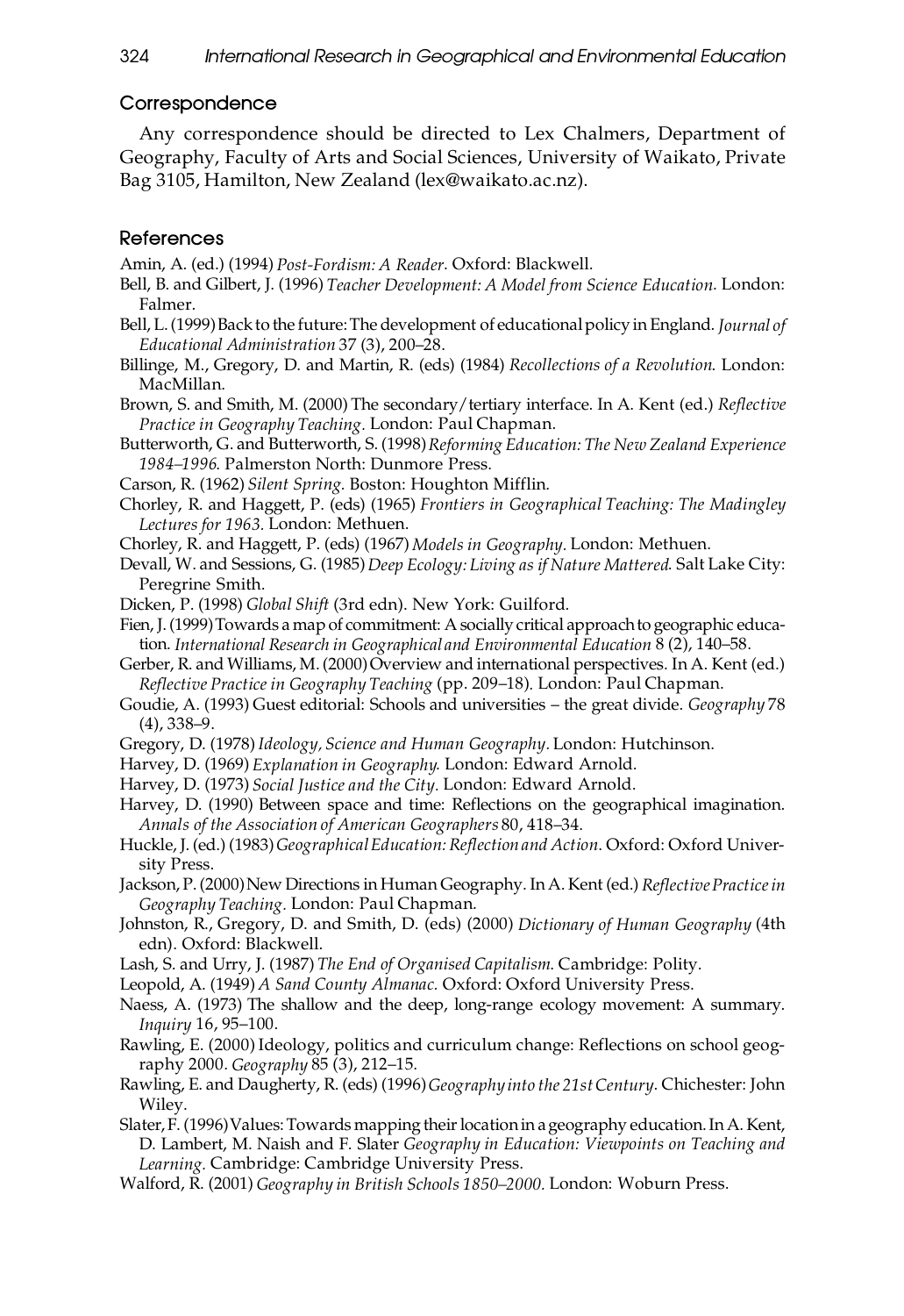## Correspondence

Any correspondence should be directed to Lex Chalmers, Department of Geography, Faculty of Arts and Social Sciences, University of Waikato, Private Bag 3105, Hamilton, New Zealand (lex@waikato.ac.nz).

## References

Amin, A. (ed.) (1994) *Post-Fordism: A Reader*. Oxford: Blackwell.

Bell, B. and Gilbert, J. (1996) *Teacher Development: A Model from Science Education*. London: Falmer.

Bell, L. (1999) Back to the future: The development of educational policy in England. *Journal of Educational Administration* 37 (3), 200–28.

Billinge, M., Gregory, D. and Martin, R. (eds) (1984) *Recollections of a Revolution*. London: MacMillan.

Brown, S. and Smith, M. (2000) The secondary/tertiary interface. In A. Kent (ed.) *Reflective Practice in Geography Teaching*. London: Paul Chapman.

Butterworth, G. and Butterworth, S. (1998) *Reforming Education: The New Zealand Experience 1984–1996*. Palmerston North: Dunmore Press.

Carson, R. (1962) *Silent Spring*. Boston: Houghton Mifflin.

Chorley, R. and Haggett, P. (eds) (1965) *Frontiers in Geographical Teaching: The Madingley Lectures for 1963*. London: Methuen.

Chorley, R. and Haggett, P. (eds) (1967) *Models in Geography*. London: Methuen.

Devall, W. and Sessions, G. (1985) *Deep Ecology: Living as if Nature Mattered*. Salt Lake City: Peregrine Smith.

Dicken, P. (1998) *Global Shift* (3rd edn). New York: Guilford.

Fien, J. (1999) Towards a map of commitment: A socially critical approach to geographic education. *International Research in Geographical and Environmental Education* 8 (2), 140–58.

Gerber, R. and Williams, M. (2000) Overview and international perspectives. In A. Kent (ed.) *Reflective Practice in Geography Teaching* (pp. 209–18). London: Paul Chapman.

Goudie, A. (1993) Guest editorial: Schools and universities – the great divide. *Geography* 78 (4), 338–9.

Gregory, D. (1978) *Ideology, Science and Human Geography*. London: Hutchinson.

Harvey, D. (1969) *Explanation in Geography*. London: Edward Arnold.

Harvey, D. (1973) *Social Justice and the City*. London: Edward Arnold.

Harvey, D. (1990) Between space and time: Reflections on the geographical imagination. *Annals of the Association of American Geographers* 80, 418–34.

Huckle, J. (ed.) (1983) *Geographical Education: Reflection and Action*. Oxford: Oxford University Press.

Jackson, P. (2000) New Directions in Human Geography. In A. Kent (ed.) *Reflective Practice in Geography Teaching*. London: Paul Chapman.

Johnston, R., Gregory, D. and Smith, D. (eds) (2000) *Dictionary of Human Geography* (4th edn). Oxford: Blackwell.

Lash, S. and Urry, J. (1987) *The End of Organised Capitalism*. Cambridge: Polity.

Leopold, A. (1949) *A Sand County Almanac*. Oxford: Oxford University Press.

Naess, A. (1973) The shallow and the deep, long-range ecology movement: A summary. *Inquiry* 16, 95–100.

Rawling, E. (2000) Ideology, politics and curriculum change: Reflections on school geography 2000. *Geography* 85 (3), 212–15.

Rawling, E. and Daugherty, R. (eds) (1996) *Geography into the 21st Century*. Chichester: John Wiley.

Slater, F. (1996) Values: Towards mapping their location in a geography education. In A. Kent, D. Lambert, M. Naish and F. Slater *Geography in Education: Viewpoints on Teaching and Learning*. Cambridge: Cambridge University Press.

Walford, R. (2001) *Geography in British Schools 1850–2000*. London: Woburn Press.